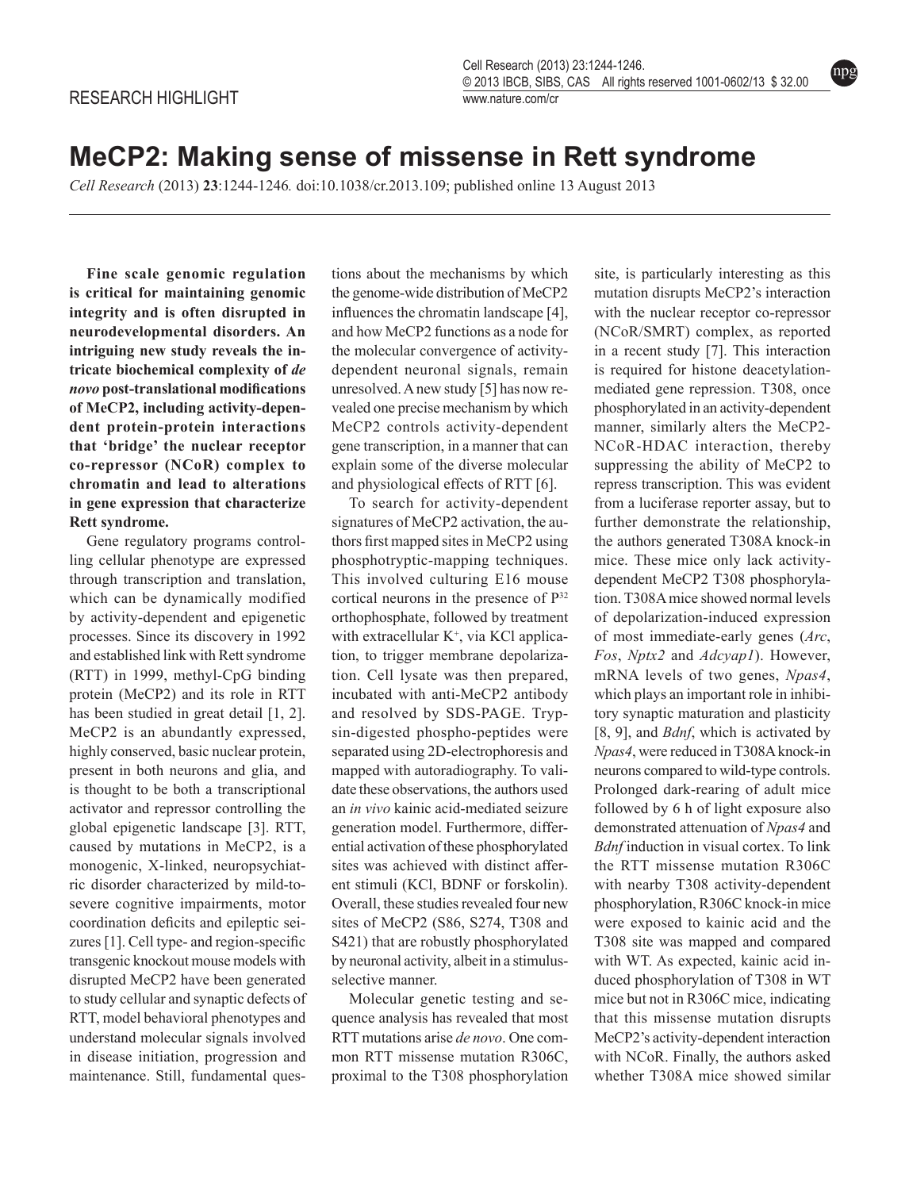RESEARCH HIGHLIGHT

# MeCP2: Making sense of missense in Rett syndrome

*Cell Research* (2013) **23**:1244-1246. doi:10.1038/cr.2013.109; published online 13 August 2013

**Fine scale genomic regulation is critical for maintaining genomic integrity and is often disrupted in neurodevelopmental disorders. An intriguing new study reveals the intricate biochemical complexity of *de novo* post-translational modifications of MeCP2, including activity-dependent protein-protein interactions that 'bridge' the nuclear receptor co-repressor (NCoR) complex to chromatin and lead to alterations in gene expression that characterize Rett syndrome.**

Gene regulatory programs controlling cellular phenotype are expressed through transcription and translation, which can be dynamically modified by activity-dependent and epigenetic processes. Since its discovery in 1992 and established link with Rett syndrome (RTT) in 1999, methyl-CpG binding protein (MeCP2) and its role in RTT has been studied in great detail [1, 2]. MeCP2 is an abundantly expressed, highly conserved, basic nuclear protein, present in both neurons and glia, and is thought to be both a transcriptional activator and repressor controlling the global epigenetic landscape [3]. RTT, caused by mutations in MeCP2, is a monogenic, X-linked, neuropsychiatric disorder characterized by mild-to-severe cognitive impairments, motor coordination deficits and epileptic seizures [1]. Cell type- and region-specific transgenic knockout mouse models with disrupted MeCP2 have been generated to study cellular and synaptic defects of RTT, model behavioral phenotypes and understand molecular signals involved in disease initiation, progression and maintenance. Still, fundamental questions about the mechanisms by which the genome-wide distribution of MeCP2 influences the chromatin landscape [4], and how MeCP2 functions as a node for the molecular convergence of activity-dependent neuronal signals, remain unresolved. A new study [5] has now revealed one precise mechanism by which MeCP2 controls activity-dependent gene transcription, in a manner that can explain some of the diverse molecular and physiological effects of RTT [6].

To search for activity-dependent signatures of MeCP2 activation, the authors first mapped sites in MeCP2 using phosphotryptic-mapping techniques. This involved culturing E16 mouse cortical neurons in the presence of $P^{32}$ orthophosphate, followed by treatment with extracellular $K^+$, via KCl application, to trigger membrane depolarization. Cell lysate was then prepared, incubated with anti-MeCP2 antibody and resolved by SDS-PAGE. Trypsin-digested phospho-peptides were separated using 2D-electrophoresis and mapped with autoradiography. To validate these observations, the authors used an *in vivo* kainic acid-mediated seizure generation model. Furthermore, differential activation of these phosphorylated sites was achieved with distinct afferent stimuli (KCl, BDNF or forskolin). Overall, these studies revealed four new sites of MeCP2 (S86, S274, T308 and S421) that are robustly phosphorylated by neuronal activity, albeit in a stimulus-selective manner.

Molecular genetic testing and sequence analysis has revealed that most RTT mutations arise *de novo*. One common RTT missense mutation R306C, proximal to the T308 phosphorylation site, is particularly interesting as this mutation disrupts MeCP2's interaction with the nuclear receptor co-repressor (NCoR/SMRT) complex, as reported in a recent study [7]. This interaction is required for histone deacetylation-mediated gene repression. T308, once phosphorylated in an activity-dependent manner, similarly alters the MeCP2-NCoR-HDAC interaction, thereby suppressing the ability of MeCP2 to repress transcription. This was evident from a luciferase reporter assay, but to further demonstrate the relationship, the authors generated T308A knock-in mice. These mice only lack activity-dependent MeCP2 T308 phosphorylation. T308A mice showed normal levels of depolarization-induced expression of most immediate-early genes (*Arc*, *Fos*, *Nptx2* and *Adcyap1*). However, mRNA levels of two genes, *Npas4*, which plays an important role in inhibitory synaptic maturation and plasticity [8, 9], and *Bdnf*, which is activated by *Npas4*, were reduced in T308A knock-in neurons compared to wild-type controls. Prolonged dark-rearing of adult mice followed by 6 h of light exposure also demonstrated attenuation of *Npas4* and *Bdnf* induction in visual cortex. To link the RTT missense mutation R306C with nearby T308 activity-dependent phosphorylation, R306C knock-in mice were exposed to kainic acid and the T308 site was mapped and compared with WT. As expected, kainic acid induced phosphorylation of T308 in WT mice but not in R306C mice, indicating that this missense mutation disrupts MeCP2's activity-dependent interaction with NCoR. Finally, the authors asked whether T308A mice showed similar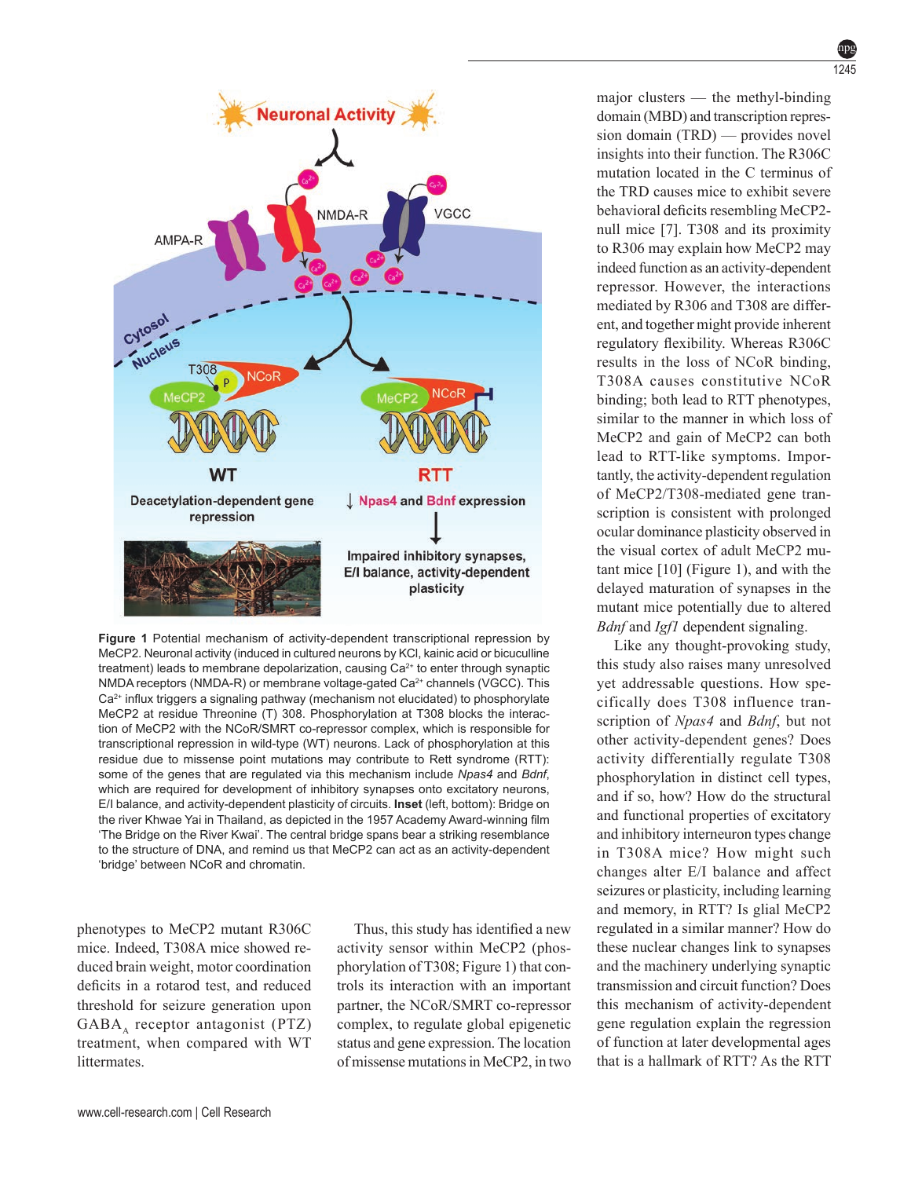**Figure 1** Potential mechanism of activity-dependent transcriptional repression by MeCP2. Neuronal activity (induced in cultured neurons by KCl, kainic acid or bicuculline treatment) leads to membrane depolarization, causing $Ca^{2+}$ to enter through synaptic NMDA receptors (NMDA-R) or membrane voltage-gated $Ca^{2+}$ channels (VGCC). This $Ca^{2+}$ influx triggers a signaling pathway (mechanism not elucidated) to phosphorylate MeCP2 at residue Threonine (T) 308. Phosphorylation at T308 blocks the interaction of MeCP2 with the NCoR/SMRT co-repressor complex, which is responsible for transcriptional repression in wild-type (WT) neurons. Lack of phosphorylation at this residue due to missense point mutations may contribute to Rett syndrome (RTT): some of the genes that are regulated via this mechanism include *Npas4* and *Bdnf*, which are required for development of inhibitory synapses onto excitatory neurons, E/I balance, and activity-dependent plasticity of circuits. **Inset** (left, bottom): Bridge on the river Khwae Yai in Thailand, as depicted in the 1957 Academy Award-winning film 'The Bridge on the River Kwai'. The central bridge spans bear a striking resemblance to the structure of DNA, and remind us that MeCP2 can act as an activity-dependent 'bridge' between NCoR and chromatin.

phenotypes to MeCP2 mutant R306C mice. Indeed, T308A mice showed reduced brain weight, motor coordination deficits in a rotarod test, and reduced threshold for seizure generation upon $GABA_A$ receptor antagonist (PTZ) treatment, when compared with WT littermates.

Thus, this study has identified a new activity sensor within MeCP2 (phosphorylation of T308; Figure 1) that controls its interaction with an important partner, the NCoR/SMRT co-repressor complex, to regulate global epigenetic status and gene expression. The location of missense mutations in MeCP2, in two major clusters — the methyl-binding domain (MBD) and transcription repression domain (TRD) — provides novel insights into their function. The R306C mutation located in the C terminus of the TRD causes mice to exhibit severe behavioral deficits resembling MeCP2-null mice [7]. T308 and its proximity to R306 may explain how MeCP2 may indeed function as an activity-dependent repressor. However, the interactions mediated by R306 and T308 are different, and together might provide inherent regulatory flexibility. Whereas R306C results in the loss of NCoR binding, T308A causes constitutive NCoR binding; both lead to RTT phenotypes, similar to the manner in which loss of MeCP2 and gain of MeCP2 can both lead to RTT-like symptoms. Importantly, the activity-dependent regulation of MeCP2/T308-mediated gene transcription is consistent with prolonged ocular dominance plasticity observed in the visual cortex of adult MeCP2 mutant mice [10] (Figure 1), and with the delayed maturation of synapses in the mutant mice potentially due to altered *Bdnf* and *Igf1* dependent signaling.

Like any thought-provoking study, this study also raises many unresolved yet addressable questions. How specifically does T308 influence transcription of *Npas4* and *Bdnf*, but not other activity-dependent genes? Does activity differentially regulate T308 phosphorylation in distinct cell types, and if so, how? How do the structural and functional properties of excitatory and inhibitory interneuron types change in T308A mice? How might such changes alter E/I balance and affect seizures or plasticity, including learning and memory, in RTT? Is glial MeCP2 regulated in a similar manner? How do these nuclear changes link to synapses and the machinery underlying synaptic transmission and circuit function? Does this mechanism of activity-dependent gene regulation explain the regression of function at later developmental ages that is a hallmark of RTT? As the RTT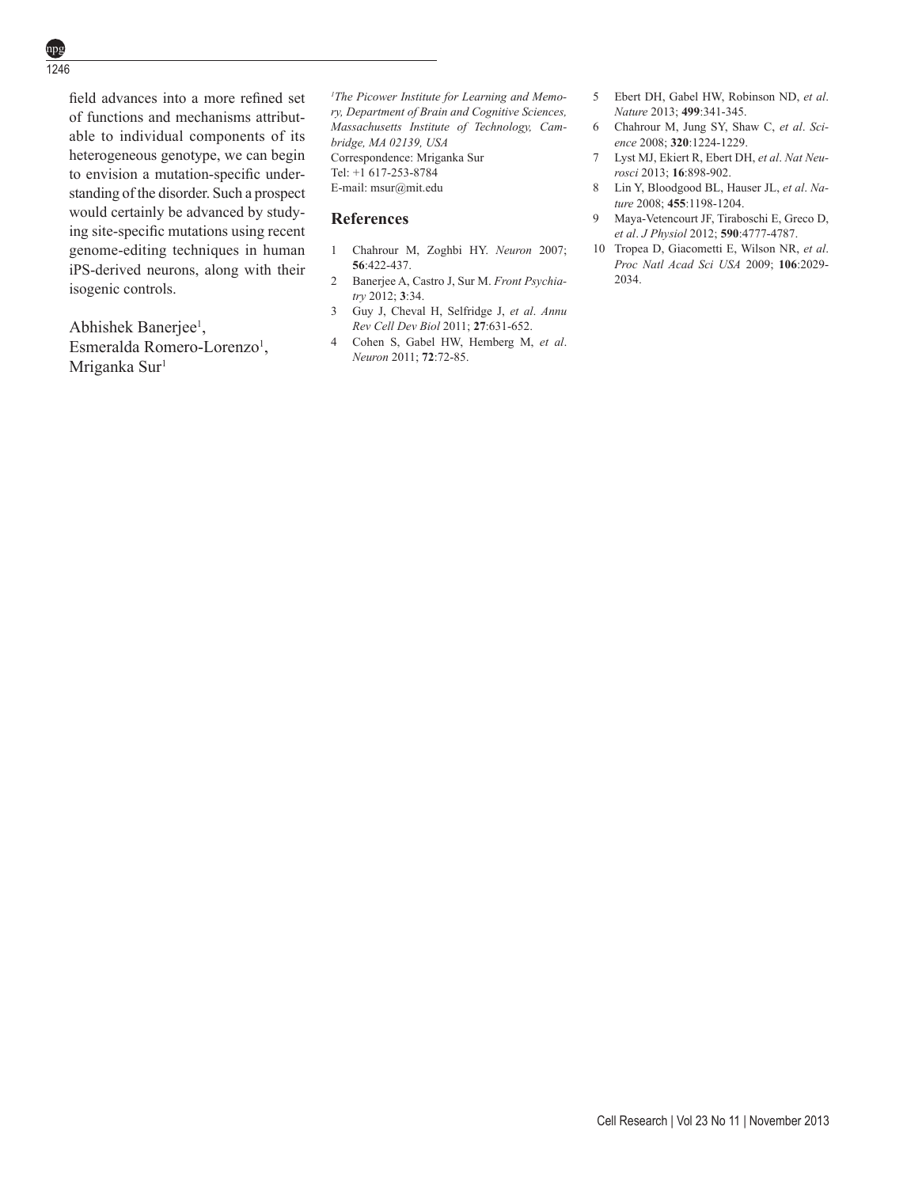field advances into a more refined set of functions and mechanisms attributable to individual components of its heterogeneous genotype, we can begin to envision a mutation-specific understanding of the disorder. Such a prospect would certainly be advanced by studying site-specific mutations using recent genome-editing techniques in human iPS-derived neurons, along with their isogenic controls.

Abhishek Banerjee[1], Esmeralda Romero-Lorenzo[1], Mriganka Sur[1]

[1]*The Picower Institute for Learning and Memory, Department of Brain and Cognitive Sciences, Massachusetts Institute of Technology, Cambridge, MA 02139, USA*
Correspondence: Mriganka Sur
Tel: +1 617-253-8784
E-mail: msur@mit.edu

## References

1. Chahrour M, Zoghbi HY. *Neuron* 2007; **56**:422-437.
2. Banerjee A, Castro J, Sur M. *Front Psychiatry* 2012; **3**:34.
3. Guy J, Cheval H, Selfridge J, *et al*. *Annu Rev Cell Dev Biol* 2011; **27**:631-652.
4. Cohen S, Gabel HW, Hemberg M, *et al*. *Neuron* 2011; **72**:72-85.
5. Ebert DH, Gabel HW, Robinson ND, *et al*. *Nature* 2013; **499**:341-345.
6. Chahrour M, Jung SY, Shaw C, *et al*. *Science* 2008; **320**:1224-1229.
7. Lyst MJ, Ekiert R, Ebert DH, *et al*. *Nat Neurosci* 2013; **16**:898-902.
8. Lin Y, Bloodgood BL, Hauser JL, *et al*. *Nature* 2008; **455**:1198-1204.
9. Maya-Vetencourt JF, Tiraboschi E, Greco D, *et al*. *J Physiol* 2012; **590**:4777-4787.
10. Tropea D, Giacometti E, Wilson NR, *et al*. *Proc Natl Acad Sci USA* 2009; **106**:2029-2034.